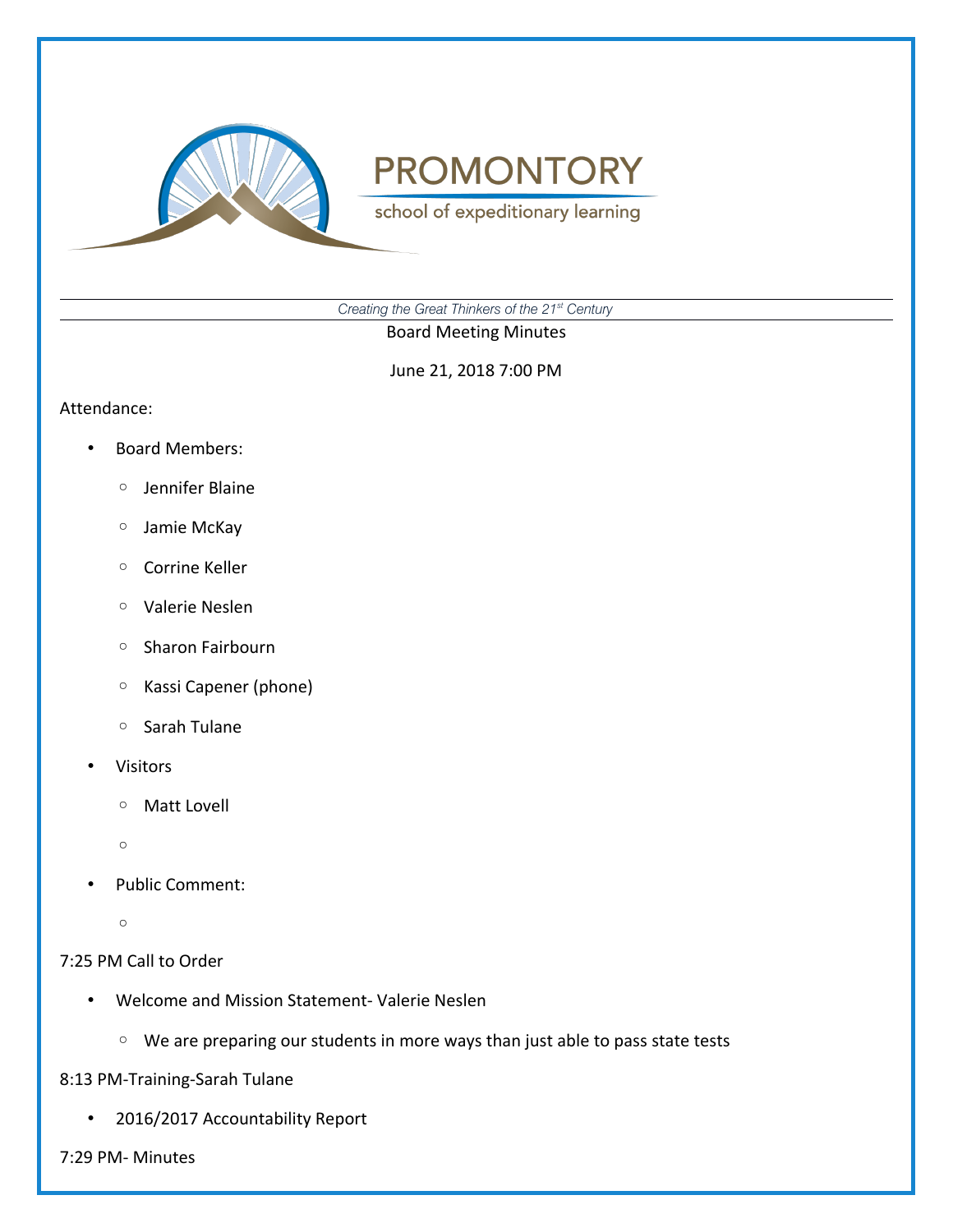# PROMONTORY

school of expeditionary learning

*Creating the Great Thinkers of the 21st Century*

Board Meeting Minutes

June 21, 2018 7:00 PM

Attendance:

- Board Members:
  - Jennifer Blaine
  - Jamie McKay
  - Corrine Keller
  - Valerie Neslen
  - Sharon Fairbourn
  - Kassi Capener (phone)
  - Sarah Tulane
- Visitors
  - Matt Lovell
  - 
- Public Comment:
  - 

7:25 PM Call to Order

- Welcome and Mission Statement- Valerie Neslen
  - We are preparing our students in more ways than just able to pass state tests

8:13 PM-Training-Sarah Tulane

- 2016/2017 Accountability Report

7:29 PM- Minutes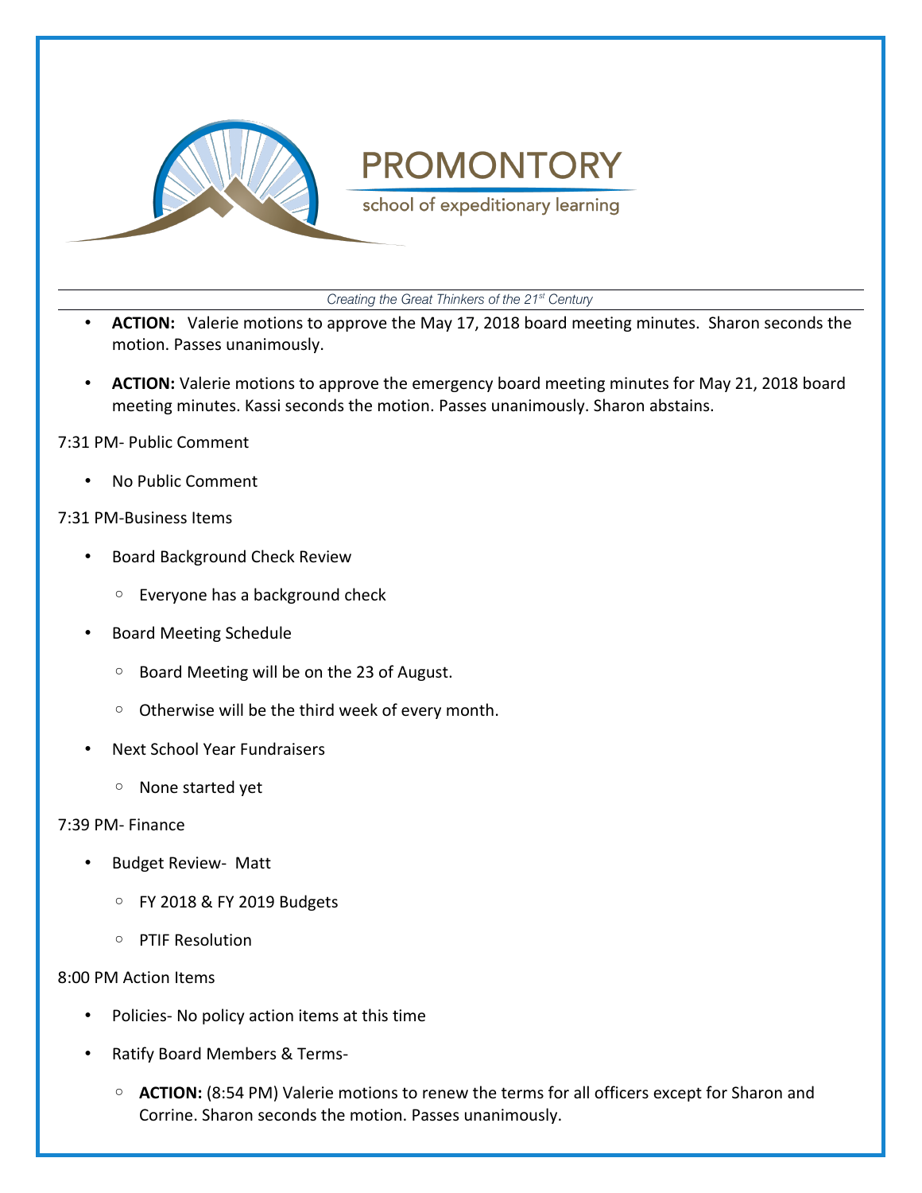- **ACTION:** Valerie motions to approve the May 17, 2018 board meeting minutes. Sharon seconds the motion. Passes unanimously.

- **ACTION:** Valerie motions to approve the emergency board meeting minutes for May 21, 2018 board meeting minutes. Kassi seconds the motion. Passes unanimously. Sharon abstains.

7:31 PM- Public Comment

- No Public Comment

7:31 PM-Business Items

- Board Background Check Review
  - Everyone has a background check
- Board Meeting Schedule
  - Board Meeting will be on the 23 of August.
  - Otherwise will be the third week of every month.
- Next School Year Fundraisers
  - None started yet

7:39 PM- Finance

- Budget Review- Matt
  - FY 2018 & FY 2019 Budgets
  - PTIF Resolution

8:00 PM Action Items

- Policies- No policy action items at this time
- Ratify Board Members & Terms-
  - **ACTION:** (8:54 PM) Valerie motions to renew the terms for all officers except for Sharon and Corrine. Sharon seconds the motion. Passes unanimously.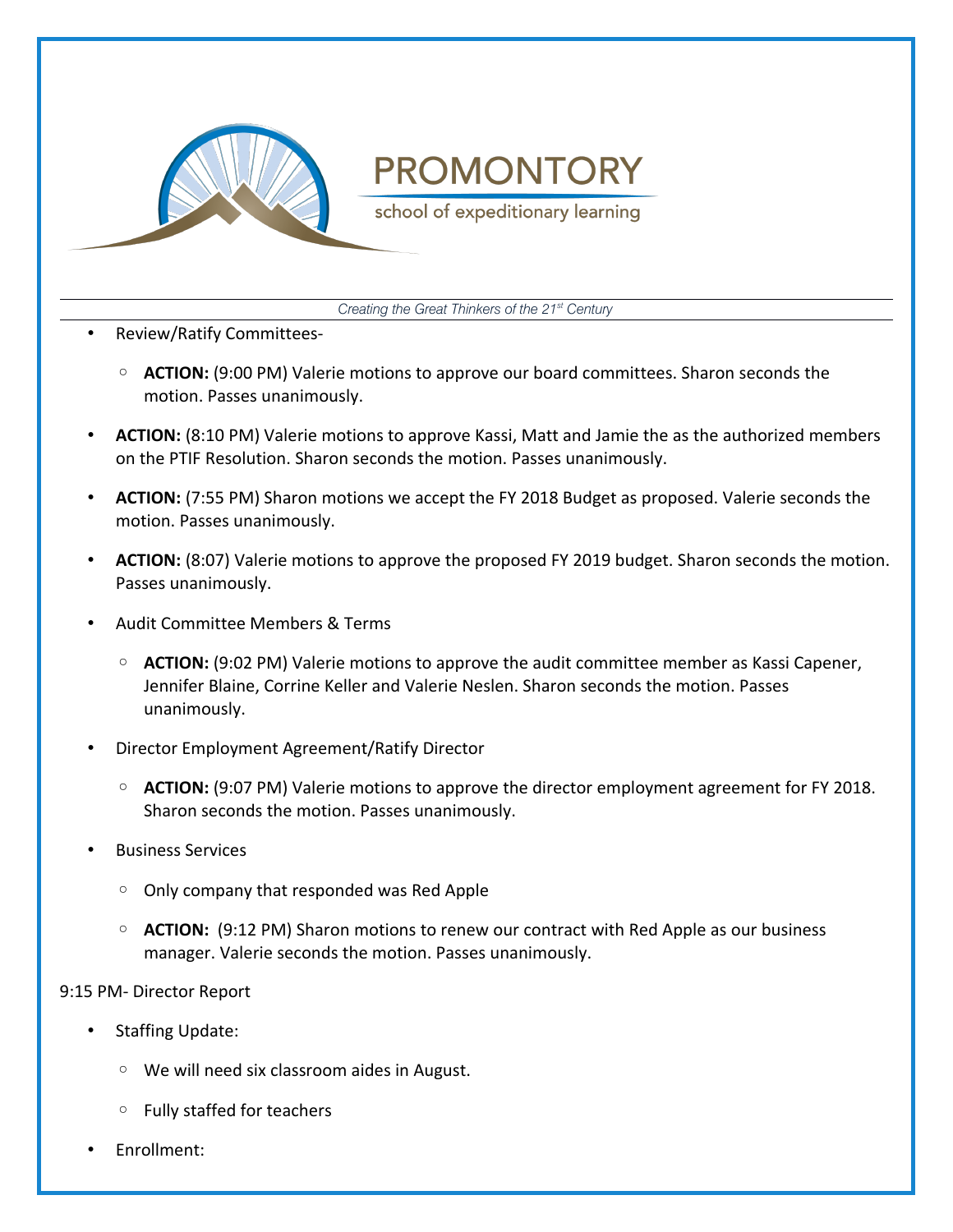- Review/Ratify Committees-
    - **ACTION:** (9:00 PM) Valerie motions to approve our board committees. Sharon seconds the motion. Passes unanimously.
- **ACTION:** (8:10 PM) Valerie motions to approve Kassi, Matt and Jamie the as the authorized members on the PTIF Resolution. Sharon seconds the motion. Passes unanimously.
- **ACTION:** (7:55 PM) Sharon motions we accept the FY 2018 Budget as proposed. Valerie seconds the motion. Passes unanimously.
- **ACTION:** (8:07) Valerie motions to approve the proposed FY 2019 budget. Sharon seconds the motion. Passes unanimously.
- Audit Committee Members & Terms
    - **ACTION:** (9:02 PM) Valerie motions to approve the audit committee member as Kassi Capener, Jennifer Blaine, Corrine Keller and Valerie Neslen. Sharon seconds the motion. Passes unanimously.
- Director Employment Agreement/Ratify Director
    - **ACTION:** (9:07 PM) Valerie motions to approve the director employment agreement for FY 2018. Sharon seconds the motion. Passes unanimously.
- Business Services
    - Only company that responded was Red Apple
    - **ACTION:** (9:12 PM) Sharon motions to renew our contract with Red Apple as our business manager. Valerie seconds the motion. Passes unanimously.

9:15 PM- Director Report

- Staffing Update:
    - We will need six classroom aides in August.
    - Fully staffed for teachers
- Enrollment: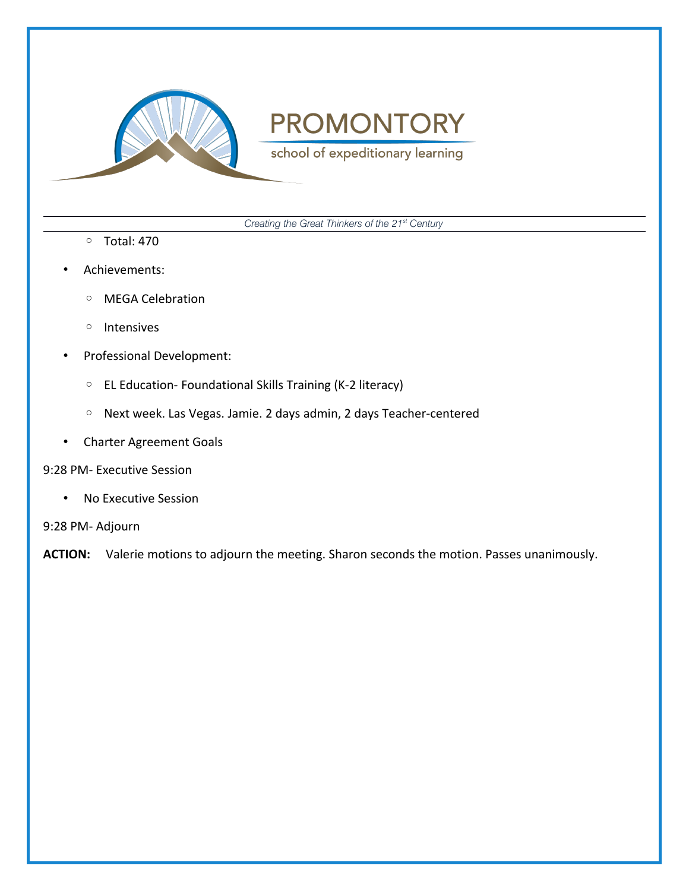- Total: 470
- Achievements:
  - MEGA Celebration
  - Intensives
- Professional Development:
  - EL Education- Foundational Skills Training (K-2 literacy)
  - Next week. Las Vegas. Jamie. 2 days admin, 2 days Teacher-centered
- Charter Agreement Goals

9:28 PM- Executive Session

- No Executive Session

9:28 PM- Adjourn

**ACTION:** Valerie motions to adjourn the meeting. Sharon seconds the motion. Passes unanimously.